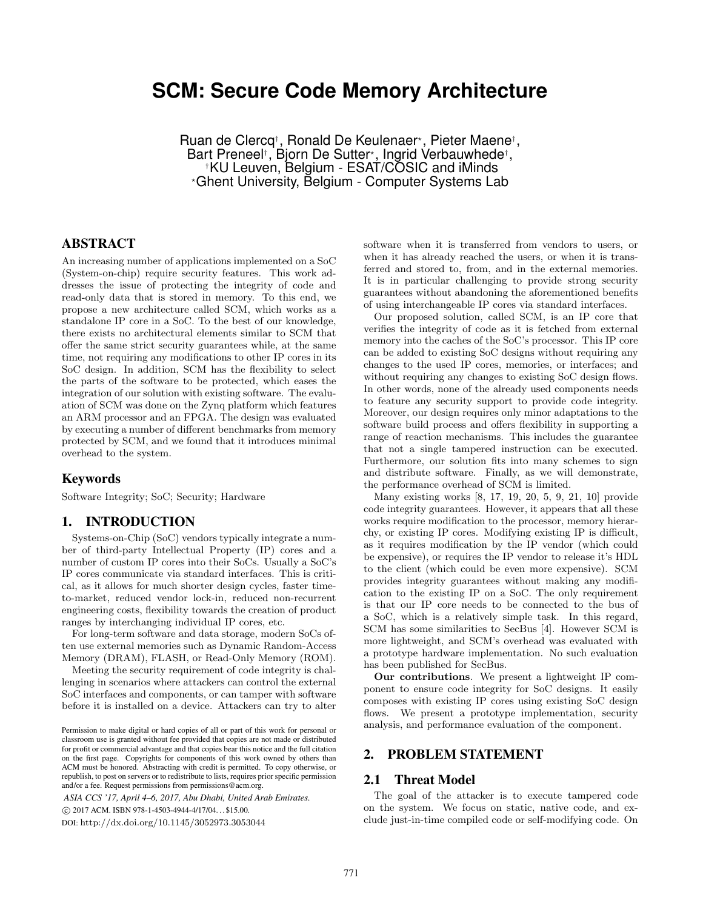# SCM: Secure Code Memory Architecture

Ruan de Clercq[†], Ronald De Keulenaer[⋆], Pieter Maene[†], Bart Preneel[†], Bjorn De Sutter[⋆], Ingrid Verbauwhede[†],
[†]KU Leuven, Belgium - ESAT/COSIC and iMinds
[⋆]Ghent University, Belgium - Computer Systems Lab

## ABSTRACT

An increasing number of applications implemented on a SoC (System-on-chip) require security features. This work addresses the issue of protecting the integrity of code and read-only data that is stored in memory. To this end, we propose a new architecture called SCM, which works as a standalone IP core in a SoC. To the best of our knowledge, there exists no architectural elements similar to SCM that offer the same strict security guarantees while, at the same time, not requiring any modifications to other IP cores in its SoC design. In addition, SCM has the flexibility to select the parts of the software to be protected, which eases the integration of our solution with existing software. The evaluation of SCM was done on the Zynq platform which features an ARM processor and an FPGA. The design was evaluated by executing a number of different benchmarks from memory protected by SCM, and we found that it introduces minimal overhead to the system.

### Keywords

Software Integrity; SoC; Security; Hardware

## 1. INTRODUCTION

Systems-on-Chip (SoC) vendors typically integrate a number of third-party Intellectual Property (IP) cores and a number of custom IP cores into their SoCs. Usually a SoC's IP cores communicate via standard interfaces. This is critical, as it allows for much shorter design cycles, faster time-to-market, reduced vendor lock-in, reduced non-recurrent engineering costs, flexibility towards the creation of product ranges by interchanging individual IP cores, etc.

For long-term software and data storage, modern SoCs often use external memories such as Dynamic Random-Access Memory (DRAM), FLASH, or Read-Only Memory (ROM).

Meeting the security requirement of code integrity is challenging in scenarios where attackers can control the external SoC interfaces and components, or can tamper with software before it is installed on a device. Attackers can try to alter software when it is transferred from vendors to users, or when it has already reached the users, or when it is transferred and stored to, from, and in the external memories. It is in particular challenging to provide strong security guarantees without abandoning the aforementioned benefits of using interchangeable IP cores via standard interfaces.

Our proposed solution, called SCM, is an IP core that verifies the integrity of code as it is fetched from external memory into the caches of the SoC's processor. This IP core can be added to existing SoC designs without requiring any changes to the used IP cores, memories, or interfaces; and without requiring any changes to existing SoC design flows. In other words, none of the already used components needs to feature any security support to provide code integrity. Moreover, our design requires only minor adaptations to the software build process and offers flexibility in supporting a range of reaction mechanisms. This includes the guarantee that not a single tampered instruction can be executed. Furthermore, our solution fits into many schemes to sign and distribute software. Finally, as we will demonstrate, the performance overhead of SCM is limited.

Many existing works [8, 17, 19, 20, 5, 9, 21, 10] provide code integrity guarantees. However, it appears that all these works require modification to the processor, memory hierarchy, or existing IP cores. Modifying existing IP is difficult, as it requires modification by the IP vendor (which could be expensive), or requires the IP vendor to release it's HDL to the client (which could be even more expensive). SCM provides integrity guarantees without making any modification to the existing IP on a SoC. The only requirement is that our IP core needs to be connected to the bus of a SoC, which is a relatively simple task. In this regard, SCM has some similarities to SecBus [4]. However SCM is more lightweight, and SCM's overhead was evaluated with a prototype hardware implementation. No such evaluation has been published for SecBus.

**Our contributions**. We present a lightweight IP component to ensure code integrity for SoC designs. It easily composes with existing IP cores using existing SoC design flows. We present a prototype implementation, security analysis, and performance evaluation of the component.

## 2. PROBLEM STATEMENT

### 2.1 Threat Model

The goal of the attacker is to execute tampered code on the system. We focus on static, native code, and exclude just-in-time compiled code or self-modifying code. On

Permission to make digital or hard copies of all or part of this work for personal or classroom use is granted without fee provided that copies are not made or distributed for profit or commercial advantage and that copies bear this notice and the full citation on the first page. Copyrights for components of this work owned by others than ACM must be honored. Abstracting with credit is permitted. To copy otherwise, or republish, to post on servers or to redistribute to lists, requires prior specific permission and/or a fee. Request permissions from permissions@acm.org.

*ASIA CCS '17, April 4–6, 2017, Abu Dhabi, United Arab Emirates.*
© 2017 ACM. ISBN 978-1-4503-4944-4/17/04...$15.00.
DOI: http://dx.doi.org/10.1145/3052973.3053044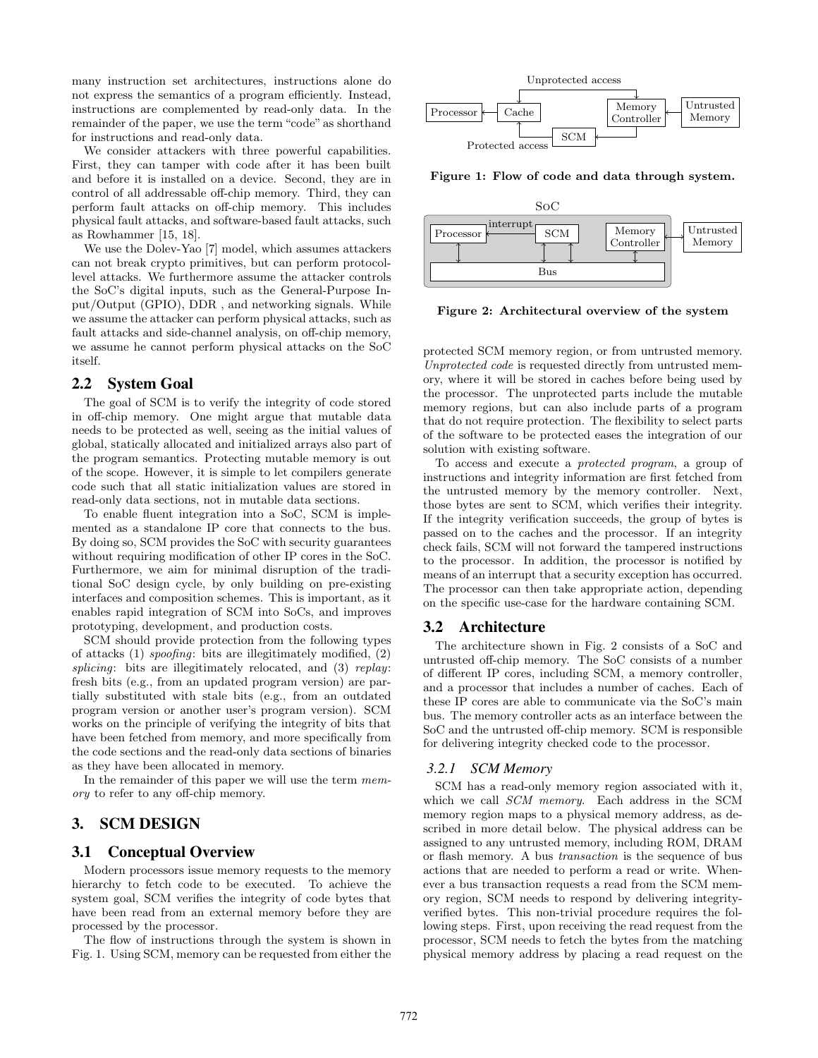many instruction set architectures, instructions alone do not express the semantics of a program efficiently. Instead, instructions are complemented by read-only data. In the remainder of the paper, we use the term "code" as shorthand for instructions and read-only data.

We consider attackers with three powerful capabilities. First, they can tamper with code after it has been built and before it is installed on a device. Second, they are in control of all addressable off-chip memory. Third, they can perform fault attacks on off-chip memory. This includes physical fault attacks, and software-based fault attacks, such as Rowhammer [15, 18].

We use the Dolev-Yao [7] model, which assumes attackers can not break crypto primitives, but can perform protocol-level attacks. We furthermore assume the attacker controls the SoC's digital inputs, such as the General-Purpose Input/Output (GPIO), DDR , and networking signals. While we assume the attacker can perform physical attacks, such as fault attacks and side-channel analysis, on off-chip memory, we assume he cannot perform physical attacks on the SoC itself.

## 2.2 System Goal

The goal of SCM is to verify the integrity of code stored in off-chip memory. One might argue that mutable data needs to be protected as well, seeing as the initial values of global, statically allocated and initialized arrays also part of the program semantics. Protecting mutable memory is out of the scope. However, it is simple to let compilers generate code such that all static initialization values are stored in read-only data sections, not in mutable data sections.

To enable fluent integration into a SoC, SCM is implemented as a standalone IP core that connects to the bus. By doing so, SCM provides the SoC with security guarantees without requiring modification of other IP cores in the SoC. Furthermore, we aim for minimal disruption of the traditional SoC design cycle, by only building on pre-existing interfaces and composition schemes. This is important, as it enables rapid integration of SCM into SoCs, and improves prototyping, development, and production costs.

SCM should provide protection from the following types of attacks (1) *spoofing*: bits are illegitimately modified, (2) *splicing*: bits are illegitimately relocated, and (3) *replay*: fresh bits (e.g., from an updated program version) are partially substituted with stale bits (e.g., from an outdated program version or another user's program version). SCM works on the principle of verifying the integrity of bits that have been fetched from memory, and more specifically from the code sections and the read-only data sections of binaries as they have been allocated in memory.

In the remainder of this paper we will use the term *memory* to refer to any off-chip memory.

# 3. SCM DESIGN

## 3.1 Conceptual Overview

Modern processors issue memory requests to the memory hierarchy to fetch code to be executed. To achieve the system goal, SCM verifies the integrity of code bytes that have been read from an external memory before they are processed by the processor.

The flow of instructions through the system is shown in Fig. 1. Using SCM, memory can be requested from either the

Unprotected access

Processor

Cache

Memory Controller

Untrusted Memory

SCM

Protected access

**Figure 1: Flow of code and data through system.**

SoC

Processor

interrupt

SCM

Memory Controller

Untrusted Memory

Bus

**Figure 2: Architectural overview of the system**

protected SCM memory region, or from untrusted memory. *Unprotected code* is requested directly from untrusted memory, where it will be stored in caches before being used by the processor. The unprotected parts include the mutable memory regions, but can also include parts of a program that do not require protection. The flexibility to select parts of the software to be protected eases the integration of our solution with existing software.

To access and execute a *protected program*, a group of instructions and integrity information are first fetched from the untrusted memory by the memory controller. Next, those bytes are sent to SCM, which verifies their integrity. If the integrity verification succeeds, the group of bytes is passed on to the caches and the processor. If an integrity check fails, SCM will not forward the tampered instructions to the processor. In addition, the processor is notified by means of an interrupt that a security exception has occurred. The processor can then take appropriate action, depending on the specific use-case for the hardware containing SCM.

## 3.2 Architecture

The architecture shown in Fig. 2 consists of a SoC and untrusted off-chip memory. The SoC consists of a number of different IP cores, including SCM, a memory controller, and a processor that includes a number of caches. Each of these IP cores are able to communicate via the SoC's main bus. The memory controller acts as an interface between the SoC and the untrusted off-chip memory. SCM is responsible for delivering integrity checked code to the processor.

### 3.2.1 SCM Memory

SCM has a read-only memory region associated with it, which we call *SCM memory*. Each address in the SCM memory region maps to a physical memory address, as described in more detail below. The physical address can be assigned to any untrusted memory, including ROM, DRAM or flash memory. A bus *transaction* is the sequence of bus actions that are needed to perform a read or write. Whenever a bus transaction requests a read from the SCM memory region, SCM needs to respond by delivering integrity-verified bytes. This non-trivial procedure requires the following steps. First, upon receiving the read request from the processor, SCM needs to fetch the bytes from the matching physical memory address by placing a read request on the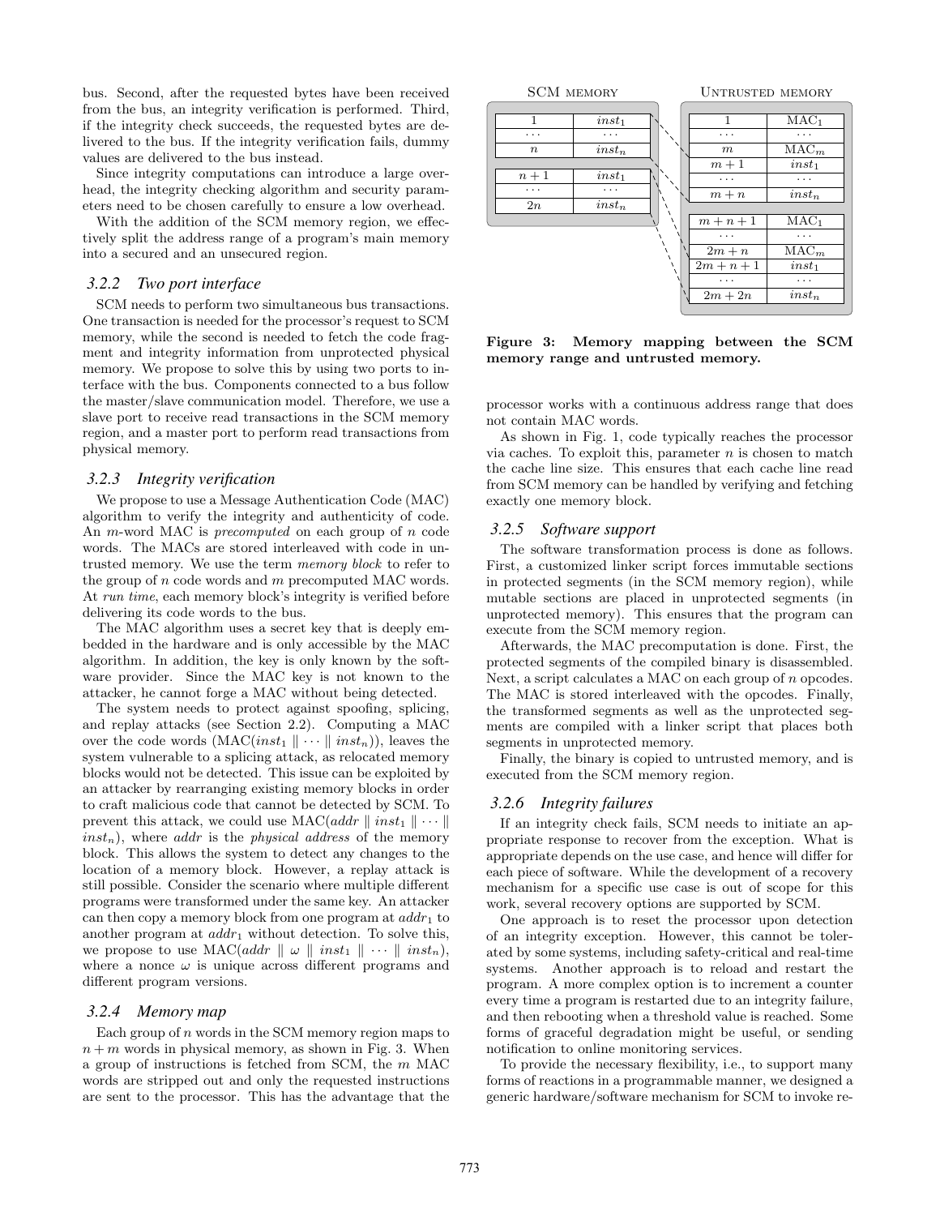bus. Second, after the requested bytes have been received from the bus, an integrity verification is performed. Third, if the integrity check succeeds, the requested bytes are delivered to the bus. If the integrity verification fails, dummy values are delivered to the bus instead.

Since integrity computations can introduce a large overhead, the integrity checking algorithm and security parameters need to be chosen carefully to ensure a low overhead.

With the addition of the SCM memory region, we effectively split the address range of a program's main memory into a secured and an unsecured region.

### 3.2.2 Two port interface

SCM needs to perform two simultaneous bus transactions. One transaction is needed for the processor's request to SCM memory, while the second is needed to fetch the code fragment and integrity information from unprotected physical memory. We propose to solve this by using two ports to interface with the bus. Components connected to a bus follow the master/slave communication model. Therefore, we use a slave port to receive read transactions in the SCM memory region, and a master port to perform read transactions from physical memory.

### 3.2.3 Integrity verification

We propose to use a Message Authentication Code (MAC) algorithm to verify the integrity and authenticity of code. An $m$-word MAC is *precomputed* on each group of $n$ code words. The MACs are stored interleaved with code in untrusted memory. We use the term *memory block* to refer to the group of $n$ code words and $m$ precomputed MAC words. At *run time*, each memory block's integrity is verified before delivering its code words to the bus.

The MAC algorithm uses a secret key that is deeply embedded in the hardware and is only accessible by the MAC algorithm. In addition, the key is only known by the software provider. Since the MAC key is not known to the attacker, he cannot forge a MAC without being detected.

The system needs to protect against spoofing, splicing, and replay attacks (see Section 2.2). Computing a MAC over the code words ($\text{MAC}(inst_1 \parallel \cdots \parallel inst_n)$), leaves the system vulnerable to a splicing attack, as relocated memory blocks would not be detected. This issue can be exploited by an attacker by rearranging existing memory blocks in order to craft malicious code that cannot be detected by SCM. To prevent this attack, we could use $\text{MAC}(addr \parallel inst_1 \parallel \cdots \parallel inst_n)$, where $addr$ is the *physical address* of the memory block. This allows the system to detect any changes to the location of a memory block. However, a replay attack is still possible. Consider the scenario where multiple different programs were transformed under the same key. An attacker can then copy a memory block from one program at $addr_1$ to another program at $addr_1$ without detection. To solve this, we propose to use $\text{MAC}(addr \parallel \omega \parallel inst_1 \parallel \cdots \parallel inst_n)$, where a nonce $\omega$ is unique across different programs and different program versions.

### 3.2.4 Memory map

Each group of $n$ words in the SCM memory region maps to $n + m$ words in physical memory, as shown in Fig. 3. When a group of instructions is fetched from SCM, the $m$ MAC words are stripped out and only the requested instructions are sent to the processor. This has the advantage that the processor works with a continuous address range that does not contain MAC words.

SCM memory

| | |
|---|---|
| 1 | $inst_1$ |
| ... | ... |
| $n$ | $inst_n$ |
| $n+1$ | $inst_1$ |
| ... | ... |
| $2n$ | $inst_n$ |

Untrusted memory

| | |
|---|---|
| 1 | $\text{MAC}_1$ |
| ... | ... |
| $m$ | $\text{MAC}_m$ |
| $m+1$ | $inst_1$ |
| ... | ... |
| $m+n$ | $inst_n$ |
| $m+n+1$ | $\text{MAC}_1$ |
| ... | ... |
| $2m+n$ | $\text{MAC}_m$ |
| $2m+n+1$ | $inst_1$ |
| ... | ... |
| $2m+2n$ | $inst_n$ |

**Figure 3: Memory mapping between the SCM memory range and untrusted memory.**

As shown in Fig. 1, code typically reaches the processor via caches. To exploit this, parameter $n$ is chosen to match the cache line size. This ensures that each cache line read from SCM memory can be handled by verifying and fetching exactly one memory block.

### 3.2.5 Software support

The software transformation process is done as follows. First, a customized linker script forces immutable sections in protected segments (in the SCM memory region), while mutable sections are placed in unprotected segments (in unprotected memory). This ensures that the program can execute from the SCM memory region.

Afterwards, the MAC precomputation is done. First, the protected segments of the compiled binary is disassembled. Next, a script calculates a MAC on each group of $n$ opcodes. The MAC is stored interleaved with the opcodes. Finally, the transformed segments as well as the unprotected segments are compiled with a linker script that places both segments in unprotected memory.

Finally, the binary is copied to untrusted memory, and is executed from the SCM memory region.

### 3.2.6 Integrity failures

If an integrity check fails, SCM needs to initiate an appropriate response to recover from the exception. What is appropriate depends on the use case, and hence will differ for each piece of software. While the development of a recovery mechanism for a specific use case is out of scope for this work, several recovery options are supported by SCM.

One approach is to reset the processor upon detection of an integrity exception. However, this cannot be tolerated by some systems, including safety-critical and real-time systems. Another approach is to reload and restart the program. A more complex option is to increment a counter every time a program is restarted due to an integrity failure, and then rebooting when a threshold value is reached. Some forms of graceful degradation might be useful, or sending notification to online monitoring services.

To provide the necessary flexibility, i.e., to support many forms of reactions in a programmable manner, we designed a generic hardware/software mechanism for SCM to invoke re-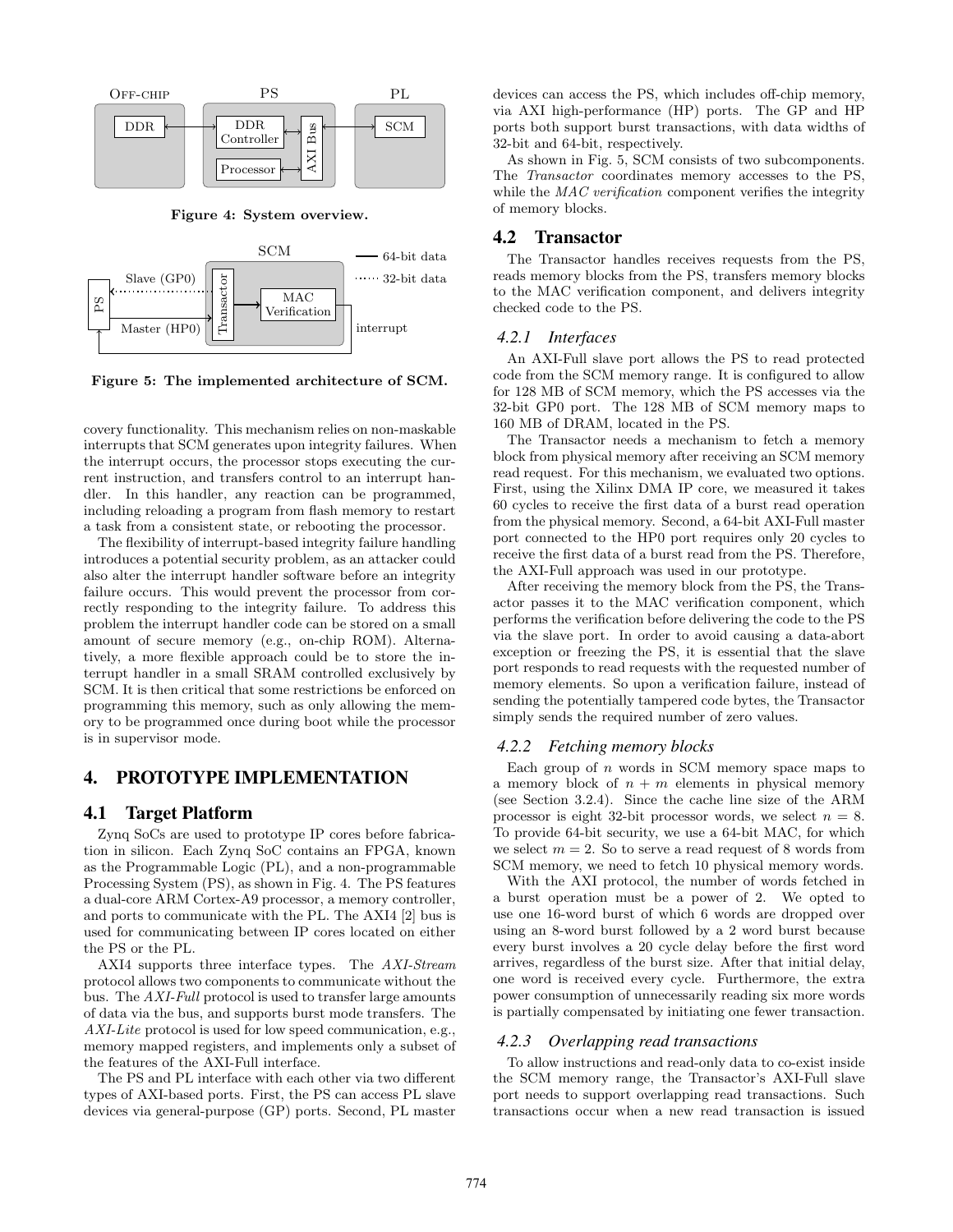Figure 4: System overview.

Figure 5: The implemented architecture of SCM.

covery functionality. This mechanism relies on non-maskable interrupts that SCM generates upon integrity failures. When the interrupt occurs, the processor stops executing the current instruction, and transfers control to an interrupt handler. In this handler, any reaction can be programmed, including reloading a program from flash memory to restart a task from a consistent state, or rebooting the processor.

The flexibility of interrupt-based integrity failure handling introduces a potential security problem, as an attacker could also alter the interrupt handler software before an integrity failure occurs. This would prevent the processor from correctly responding to the integrity failure. To address this problem the interrupt handler code can be stored on a small amount of secure memory (e.g., on-chip ROM). Alternatively, a more flexible approach could be to store the interrupt handler in a small SRAM controlled exclusively by SCM. It is then critical that some restrictions be enforced on programming this memory, such as only allowing the memory to be programmed once during boot while the processor is in supervisor mode.

# 4. PROTOTYPE IMPLEMENTATION

## 4.1 Target Platform

Zynq SoCs are used to prototype IP cores before fabrication in silicon. Each Zynq SoC contains an FPGA, known as the Programmable Logic (PL), and a non-programmable Processing System (PS), as shown in Fig. 4. The PS features a dual-core ARM Cortex-A9 processor, a memory controller, and ports to communicate with the PL. The AXI4 [2] bus is used for communicating between IP cores located on either the PS or the PL.

AXI4 supports three interface types. The *AXI-Stream* protocol allows two components to communicate without the bus. The *AXI-Full* protocol is used to transfer large amounts of data via the bus, and supports burst mode transfers. The *AXI-Lite* protocol is used for low speed communication, e.g., memory mapped registers, and implements only a subset of the features of the AXI-Full interface.

The PS and PL interface with each other via two different types of AXI-based ports. First, the PS can access PL slave devices via general-purpose (GP) ports. Second, PL master devices can access the PS, which includes off-chip memory, via AXI high-performance (HP) ports. The GP and HP ports both support burst transactions, with data widths of 32-bit and 64-bit, respectively.

As shown in Fig. 5, SCM consists of two subcomponents. The *Transactor* coordinates memory accesses to the PS, while the *MAC verification* component verifies the integrity of memory blocks.

## 4.2 Transactor

The Transactor handles receives requests from the PS, reads memory blocks from the PS, transfers memory blocks to the MAC verification component, and delivers integrity checked code to the PS.

### 4.2.1 Interfaces

An AXI-Full slave port allows the PS to read protected code from the SCM memory range. It is configured to allow for 128 MB of SCM memory, which the PS accesses via the 32-bit GP0 port. The 128 MB of SCM memory maps to 160 MB of DRAM, located in the PS.

The Transactor needs a mechanism to fetch a memory block from physical memory after receiving an SCM memory read request. For this mechanism, we evaluated two options. First, using the Xilinx DMA IP core, we measured it takes 60 cycles to receive the first data of a burst read operation from the physical memory. Second, a 64-bit AXI-Full master port connected to the HP0 port requires only 20 cycles to receive the first data of a burst read from the PS. Therefore, the AXI-Full approach was used in our prototype.

After receiving the memory block from the PS, the Transactor passes it to the MAC verification component, which performs the verification before delivering the code to the PS via the slave port. In order to avoid causing a data-abort exception or freezing the PS, it is essential that the slave port responds to read requests with the requested number of memory elements. So upon a verification failure, instead of sending the potentially tampered code bytes, the Transactor simply sends the required number of zero values.

### 4.2.2 Fetching memory blocks

Each group of $n$ words in SCM memory space maps to a memory block of $n + m$ elements in physical memory (see Section 3.2.4). Since the cache line size of the ARM processor is eight 32-bit processor words, we select $n = 8$. To provide 64-bit security, we use a 64-bit MAC, for which we select $m = 2$. So to serve a read request of 8 words from SCM memory, we need to fetch 10 physical memory words.

With the AXI protocol, the number of words fetched in a burst operation must be a power of 2. We opted to use one 16-word burst of which 6 words are dropped over using an 8-word burst followed by a 2 word burst because every burst involves a 20 cycle delay before the first word arrives, regardless of the burst size. After that initial delay, one word is received every cycle. Furthermore, the extra power consumption of unnecessarily reading six more words is partially compensated by initiating one fewer transaction.

### 4.2.3 Overlapping read transactions

To allow instructions and read-only data to co-exist inside the SCM memory range, the Transactor's AXI-Full slave port needs to support overlapping read transactions. Such transactions occur when a new read transaction is issued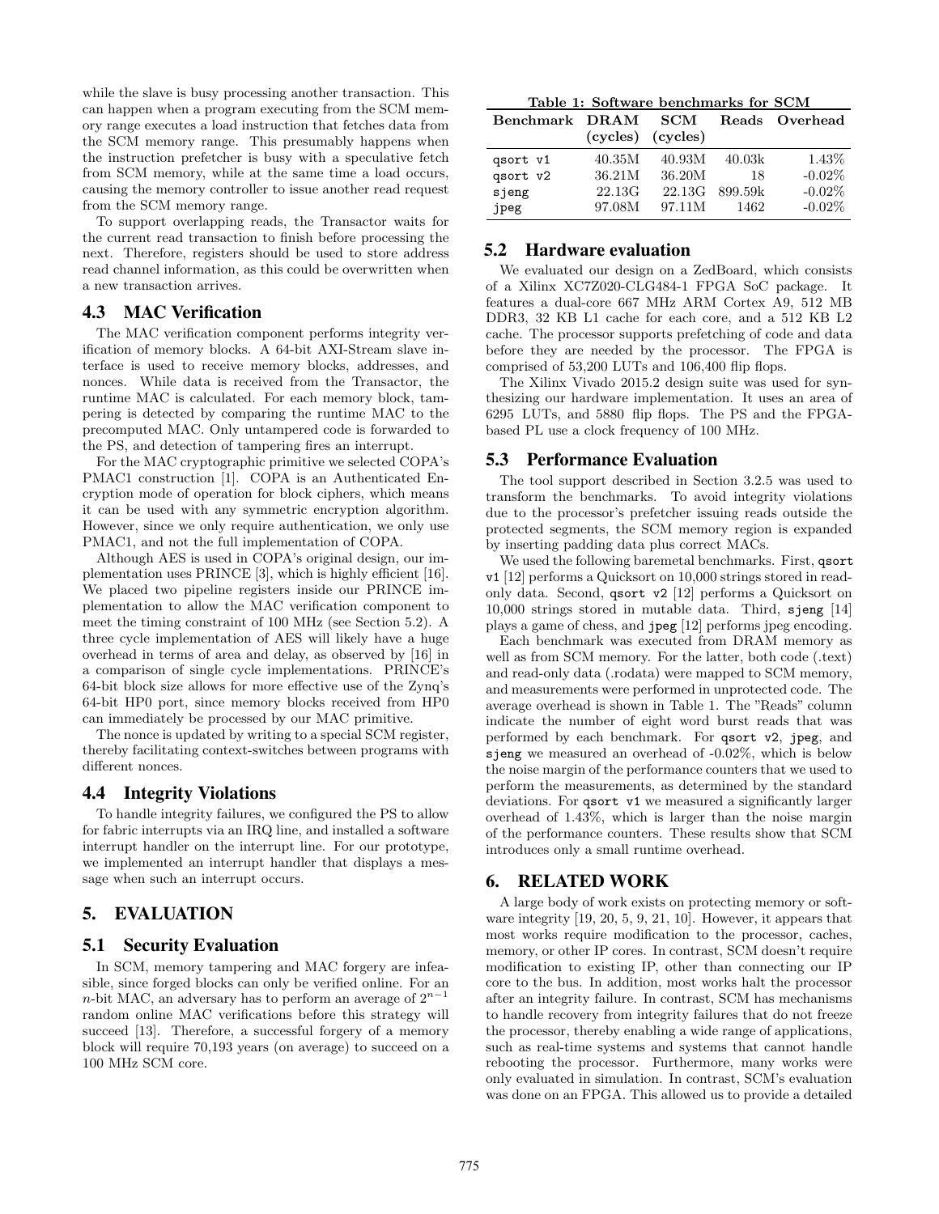while the slave is busy processing another transaction. This can happen when a program executing from the SCM memory range executes a load instruction that fetches data from the SCM memory range. This presumably happens when the instruction prefetcher is busy with a speculative fetch from SCM memory, while at the same time a load occurs, causing the memory controller to issue another read request from the SCM memory range.

To support overlapping reads, the Transactor waits for the current read transaction to finish before processing the next. Therefore, registers should be used to store address read channel information, as this could be overwritten when a new transaction arrives.

## 4.3 MAC Verification

The MAC verification component performs integrity verification of memory blocks. A 64-bit AXI-Stream slave interface is used to receive memory blocks, addresses, and nonces. While data is received from the Transactor, the runtime MAC is calculated. For each memory block, tampering is detected by comparing the runtime MAC to the precomputed MAC. Only untampered code is forwarded to the PS, and detection of tampering fires an interrupt.

For the MAC cryptographic primitive we selected COPA's PMAC1 construction [1]. COPA is an Authenticated Encryption mode of operation for block ciphers, which means it can be used with any symmetric encryption algorithm. However, since we only require authentication, we only use PMAC1, and not the full implementation of COPA.

Although AES is used in COPA's original design, our implementation uses PRINCE [3], which is highly efficient [16]. We placed two pipeline registers inside our PRINCE implementation to allow the MAC verification component to meet the timing constraint of 100 MHz (see Section 5.2). A three cycle implementation of AES will likely have a huge overhead in terms of area and delay, as observed by [16] in a comparison of single cycle implementations. PRINCE's 64-bit block size allows for more effective use of the Zynq's 64-bit HP0 port, since memory blocks received from HP0 can immediately be processed by our MAC primitive.

The nonce is updated by writing to a special SCM register, thereby facilitating context-switches between programs with different nonces.

## 4.4 Integrity Violations

To handle integrity failures, we configured the PS to allow for fabric interrupts via an IRQ line, and installed a software interrupt handler on the interrupt line. For our prototype, we implemented an interrupt handler that displays a message when such an interrupt occurs.

# 5. EVALUATION

## 5.1 Security Evaluation

In SCM, memory tampering and MAC forgery are infeasible, since forged blocks can only be verified online. For an $n$-bit MAC, an adversary has to perform an average of $2^{n-1}$ random online MAC verifications before this strategy will succeed [13]. Therefore, a successful forgery of a memory block will require 70,193 years (on average) to succeed on a 100 MHz SCM core.

**Table 1: Software benchmarks for SCM**

| Benchmark | DRAM (cycles) | SCM (cycles) | Reads | Overhead |
|---|---|---|---|---|
| `qsort v1` | 40.35M | 40.93M | 40.03k | 1.43% |
| `qsort v2` | 36.21M | 36.20M | 18 | -0.02% |
| `sjeng` | 22.13G | 22.13G | 899.59k | -0.02% |
| `jpeg` | 97.08M | 97.11M | 1462 | -0.02% |

## 5.2 Hardware evaluation

We evaluated our design on a ZedBoard, which consists of a Xilinx XC7Z020-CLG484-1 FPGA SoC package. It features a dual-core 667 MHz ARM Cortex A9, 512 MB DDR3, 32 KB L1 cache for each core, and a 512 KB L2 cache. The processor supports prefetching of code and data before they are needed by the processor. The FPGA is comprised of 53,200 LUTs and 106,400 flip flops.

The Xilinx Vivado 2015.2 design suite was used for synthesizing our hardware implementation. It uses an area of 6295 LUTs, and 5880 flip flops. The PS and the FPGA-based PL use a clock frequency of 100 MHz.

## 5.3 Performance Evaluation

The tool support described in Section 3.2.5 was used to transform the benchmarks. To avoid integrity violations due to the processor's prefetcher issuing reads outside the protected segments, the SCM memory region is expanded by inserting padding data plus correct MACs.

We used the following baremetal benchmarks. First, `qsort v1` [12] performs a Quicksort on 10,000 strings stored in read-only data. Second, `qsort v2` [12] performs a Quicksort on 10,000 strings stored in mutable data. Third, `sjeng` [14] plays a game of chess, and `jpeg` [12] performs jpeg encoding.

Each benchmark was executed from DRAM memory as well as from SCM memory. For the latter, both code (.text) and read-only data (.rodata) were mapped to SCM memory, and measurements were performed in unprotected code. The average overhead is shown in Table 1. The "Reads" column indicate the number of eight word burst reads that was performed by each benchmark. For `qsort v2`, `jpeg`, and `sjeng` we measured an overhead of -0.02%, which is below the noise margin of the performance counters that we used to perform the measurements, as determined by the standard deviations. For `qsort v1` we measured a significantly larger overhead of 1.43%, which is larger than the noise margin of the performance counters. These results show that SCM introduces only a small runtime overhead.

# 6. RELATED WORK

A large body of work exists on protecting memory or software integrity [19, 20, 5, 9, 21, 10]. However, it appears that most works require modification to the processor, caches, memory, or other IP cores. In contrast, SCM doesn't require modification to existing IP, other than connecting our IP core to the bus. In addition, most works halt the processor after an integrity failure. In contrast, SCM has mechanisms to handle recovery from integrity failures that do not freeze the processor, thereby enabling a wide range of applications, such as real-time systems and systems that cannot handle rebooting the processor. Furthermore, many works were only evaluated in simulation. In contrast, SCM's evaluation was done on an FPGA. This allowed us to provide a detailed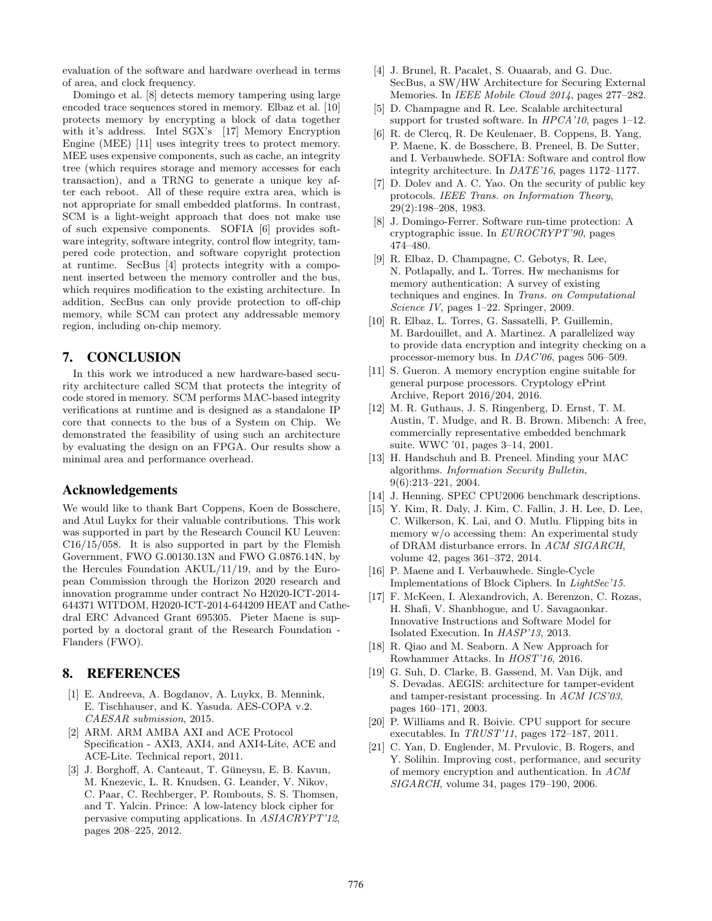evaluation of the software and hardware overhead in terms of area, and clock frequency.

Domingo et al. [8] detects memory tampering using large encoded trace sequences stored in memory. Elbaz et al. [10] protects memory by encrypting a block of data together with it's address. Intel SGX's [17] Memory Encryption Engine (MEE) [11] uses integrity trees to protect memory. MEE uses expensive components, such as cache, an integrity tree (which requires storage and memory accesses for each transaction), and a TRNG to generate a unique key after each reboot. All of these require extra area, which is not appropriate for small embedded platforms. In contrast, SCM is a light-weight approach that does not make use of such expensive components. SOFIA [6] provides software integrity, software integrity, control flow integrity, tampered code protection, and software copyright protection at runtime. SecBus [4] protects integrity with a component inserted between the memory controller and the bus, which requires modification to the existing architecture. In addition, SecBus can only provide protection to off-chip memory, while SCM can protect any addressable memory region, including on-chip memory.

# 7. CONCLUSION

In this work we introduced a new hardware-based security architecture called SCM that protects the integrity of code stored in memory. SCM performs MAC-based integrity verifications at runtime and is designed as a standalone IP core that connects to the bus of a System on Chip. We demonstrated the feasibility of using such an architecture by evaluating the design on an FPGA. Our results show a minimal area and performance overhead.

## Acknowledgements

We would like to thank Bart Coppens, Koen de Bosschere, and Atul Luykx for their valuable contributions. This work was supported in part by the Research Council KU Leuven: C16/15/058. It is also supported in part by the Flemish Government, FWO G.00130.13N and FWO G.0876.14N, by the Hercules Foundation AKUL/11/19, and by the European Commission through the Horizon 2020 research and innovation programme under contract No H2020-ICT-2014-644371 WITDOM, H2020-ICT-2014-644209 HEAT and Cathedral ERC Advanced Grant 695305. Pieter Maene is supported by a doctoral grant of the Research Foundation - Flanders (FWO).

# 8. REFERENCES

[1] E. Andreeva, A. Bogdanov, A. Luykx, B. Mennink, E. Tischhauser, and K. Yasuda. AES-COPA v.2. *CAESAR submission*, 2015.

[2] ARM. ARM AMBA AXI and ACE Protocol Specification - AXI3, AXI4, and AXI4-Lite, ACE and ACE-Lite. Technical report, 2011.

[3] J. Borghoff, A. Canteaut, T. Güneysu, E. B. Kavun, M. Knezevic, L. R. Knudsen, G. Leander, V. Nikov, C. Paar, C. Rechberger, P. Rombouts, S. S. Thomsen, and T. Yalcin. Prince: A low-latency block cipher for pervasive computing applications. In *ASIACRYPT'12*, pages 208–225, 2012.

[4] J. Brunel, R. Pacalet, S. Ouaarab, and G. Duc. SecBus, a SW/HW Architecture for Securing External Memories. In *IEEE Mobile Cloud 2014*, pages 277–282.

[5] D. Champagne and R. Lee. Scalable architectural support for trusted software. In *HPCA'10*, pages 1–12.

[6] R. de Clercq, R. De Keulenaer, B. Coppens, B. Yang, P. Maene, K. de Bosschere, B. Preneel, B. De Sutter, and I. Verbauwhede. SOFIA: Software and control flow integrity architecture. In *DATE'16*, pages 1172–1177.

[7] D. Dolev and A. C. Yao. On the security of public key protocols. *IEEE Trans. on Information Theory*, 29(2):198–208, 1983.

[8] J. Domingo-Ferrer. Software run-time protection: A cryptographic issue. In *EUROCRYPT'90*, pages 474–480.

[9] R. Elbaz, D. Champagne, C. Gebotys, R. Lee, N. Potlapally, and L. Torres. Hw mechanisms for memory authentication: A survey of existing techniques and engines. In *Trans. on Computational Science IV*, pages 1–22. Springer, 2009.

[10] R. Elbaz, L. Torres, G. Sassatelli, P. Guillemin, M. Bardouillet, and A. Martinez. A parallelized way to provide data encryption and integrity checking on a processor-memory bus. In *DAC'06*, pages 506–509.

[11] S. Gueron. A memory encryption engine suitable for general purpose processors. Cryptology ePrint Archive, Report 2016/204, 2016.

[12] M. R. Guthaus, J. S. Ringenberg, D. Ernst, T. M. Austin, T. Mudge, and R. B. Brown. Mibench: A free, commercially representative embedded benchmark suite. WWC '01, pages 3–14, 2001.

[13] H. Handschuh and B. Preneel. Minding your MAC algorithms. *Information Security Bulletin*, 9(6):213–221, 2004.

[14] J. Henning. SPEC CPU2006 benchmark descriptions.

[15] Y. Kim, R. Daly, J. Kim, C. Fallin, J. H. Lee, D. Lee, C. Wilkerson, K. Lai, and O. Mutlu. Flipping bits in memory w/o accessing them: An experimental study of DRAM disturbance errors. In *ACM SIGARCH*, volume 42, pages 361–372, 2014.

[16] P. Maene and I. Verbauwhede. Single-Cycle Implementations of Block Ciphers. In *LightSec'15*.

[17] F. McKeen, I. Alexandrovich, A. Berenzon, C. Rozas, H. Shafi, V. Shanbhogue, and U. Savagaonkar. Innovative Instructions and Software Model for Isolated Execution. In *HASP'13*, 2013.

[18] R. Qiao and M. Seaborn. A New Approach for Rowhammer Attacks. In *HOST'16*, 2016.

[19] G. Suh, D. Clarke, B. Gassend, M. Van Dijk, and S. Devadas. AEGIS: architecture for tamper-evident and tamper-resistant processing. In *ACM ICS'03*, pages 160–171, 2003.

[20] P. Williams and R. Boivie. CPU support for secure executables. In *TRUST'11*, pages 172–187, 2011.

[21] C. Yan, D. Englender, M. Prvulovic, B. Rogers, and Y. Solihin. Improving cost, performance, and security of memory encryption and authentication. In *ACM SIGARCH*, volume 34, pages 179–190, 2006.